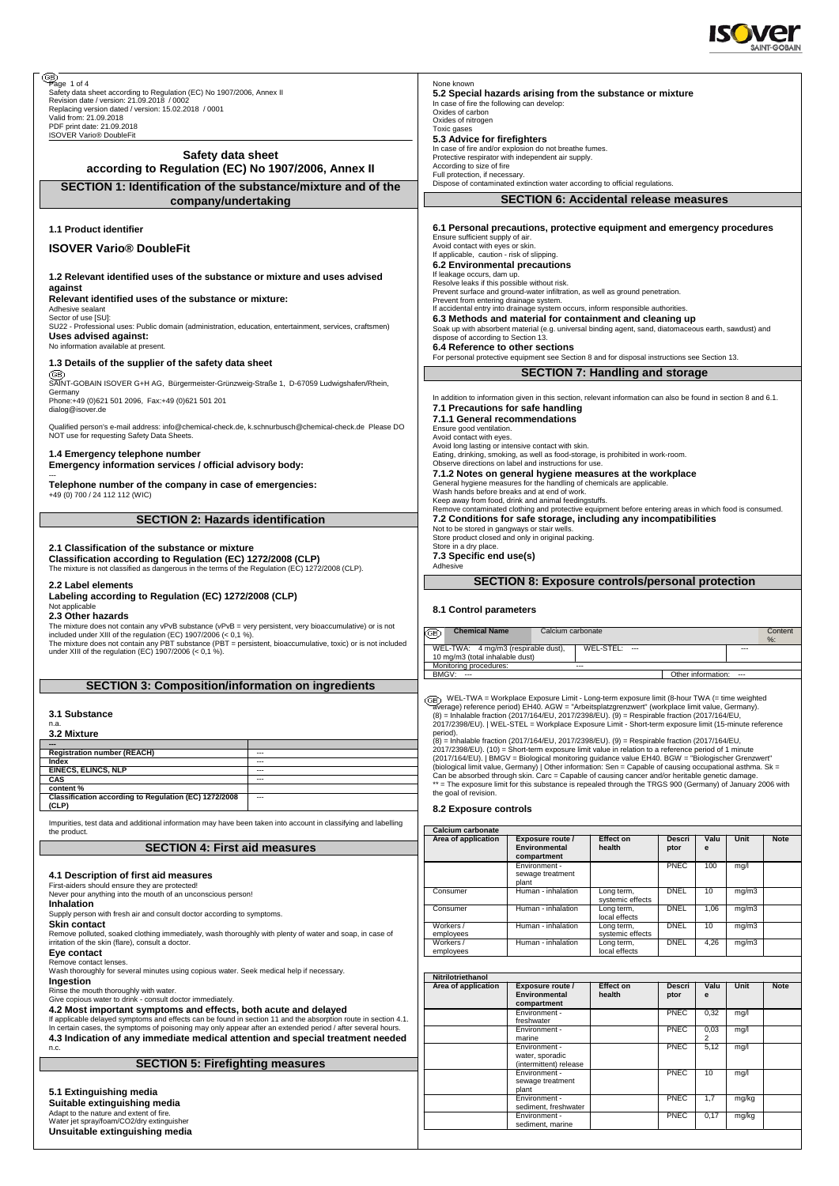Safety data sheet according to Regulation (EC) No 1907/2006, Annex II
Revision date / version: 21.09.2018 / 0002
Replacing version dated / version: 15.02.2018 / 0001
Valid from: 21.09.2018
PDF print date: 21.09.2018
ISOVER Vario® DoubleFit

# Safety data sheet according to Regulation (EC) No 1907/2006, Annex II

## SECTION 1: Identification of the substance/mixture and of the company/undertaking

### 1.1 Product identifier

**ISOVER Vario® DoubleFit**

### 1.2 Relevant identified uses of the substance or mixture and uses advised against

**Relevant identified uses of the substance or mixture:**
Adhesive sealant
Sector of use [SU]:
SU22 - Professional uses: Public domain (administration, education, entertainment, services, craftsmen)
**Uses advised against:**
No information available at present.

### 1.3 Details of the supplier of the safety data sheet

SAINT-GOBAIN ISOVER G+H AG, Bürgermeister-Grünzweig-Straße 1, D-67059 Ludwigshafen/Rhein, Germany
Phone:+49 (0)621 501 2096, Fax:+49 (0)621 501 201
dialog@isover.de

Qualified person's e-mail address: info@chemical-check.de, k.schnurbusch@chemical-check.de Please DO NOT use for requesting Safety Data Sheets.

### 1.4 Emergency telephone number

**Emergency information services / official advisory body:**
---
**Telephone number of the company in case of emergencies:**
+49 (0) 700 / 24 112 112 (WIC)

## SECTION 2: Hazards identification

### 2.1 Classification of the substance or mixture

**Classification according to Regulation (EC) 1272/2008 (CLP)**
The mixture is not classified as dangerous in the terms of the Regulation (EC) 1272/2008 (CLP).

### 2.2 Label elements

**Labeling according to Regulation (EC) 1272/2008 (CLP)**
Not applicable

### 2.3 Other hazards

The mixture does not contain any vPvB substance (vPvB = very persistent, very bioaccumulative) or is not included under XIII of the regulation (EC) 1907/2006 (< 0,1 %).
The mixture does not contain any PBT substance (PBT = persistent, bioaccumulative, toxic) or is not included under XIII of the regulation (EC) 1907/2006 (< 0,1 %).

## SECTION 3: Composition/information on ingredients

### 3.1 Substance

n.a.

### 3.2 Mixture

| --- | |
|---|---|
| **Registration number (REACH)** | --- |
| **Index** | --- |
| **EINECS, ELINCS, NLP** | --- |
| **CAS** | --- |
| **content %** | |
| **Classification according to Regulation (EC) 1272/2008 (CLP)** | --- |

Impurities, test data and additional information may have been taken into account in classifying and labelling the product.

## SECTION 4: First aid measures

### 4.1 Description of first aid measures

First-aiders should ensure they are protected!
Never pour anything into the mouth of an unconscious person!

**Inhalation**
Supply person with fresh air and consult doctor according to symptoms.

**Skin contact**
Remove polluted, soaked clothing immediately, wash thoroughly with plenty of water and soap, in case of irritation of the skin (flare), consult a doctor.

**Eye contact**
Remove contact lenses.
Wash thoroughly for several minutes using copious water. Seek medical help if necessary.

**Ingestion**
Rinse the mouth thoroughly with water.
Give copious water to drink - consult doctor immediately.

### 4.2 Most important symptoms and effects, both acute and delayed

If applicable delayed symptoms and effects can be found in section 11 and the absorption route in section 4.1.
In certain cases, the symptoms of poisoning may only appear after an extended period / after several hours.

### 4.3 Indication of any immediate medical attention and special treatment needed

n.c.

## SECTION 5: Firefighting measures

### 5.1 Extinguishing media

**Suitable extinguishing media**
Adapt to the nature and extent of fire.
Water jet spray/foam/$CO_2$/dry extinguisher

**Unsuitable extinguishing media**
None known

### 5.2 Special hazards arising from the substance or mixture

In case of fire the following can develop:
Oxides of carbon
Oxides of nitrogen
Toxic gases

### 5.3 Advice for firefighters

In case of fire and/or explosion do not breathe fumes.
Protective respirator with independent air supply.
According to size of fire
Full protection, if necessary.
Dispose of contaminated extinction water according to official regulations.

## SECTION 6: Accidental release measures

### 6.1 Personal precautions, protective equipment and emergency procedures

Ensure sufficient supply of air.
Avoid contact with eyes or skin.
If applicable, caution - risk of slipping.

### 6.2 Environmental precautions

If leakage occurs, dam up.
Resolve leaks if this possible without risk.
Prevent surface and ground-water infiltration, as well as ground penetration.
Prevent from entering drainage system.
If accidental entry into drainage system occurs, inform responsible authorities.

### 6.3 Methods and material for containment and cleaning up

Soak up with absorbent material (e.g. universal binding agent, sand, diatomaceous earth, sawdust) and dispose of according to Section 13.

### 6.4 Reference to other sections

For personal protective equipment see Section 8 and for disposal instructions see Section 13.

## SECTION 7: Handling and storage

In addition to information given in this section, relevant information can also be found in section 8 and 6.1.

### 7.1 Precautions for safe handling

#### 7.1.1 General recommendations

Ensure good ventilation.
Avoid contact with eyes.
Avoid long lasting or intensive contact with skin.
Eating, drinking, smoking, as well as food-storage, is prohibited in work-room.
Observe directions on label and instructions for use.

#### 7.1.2 Notes on general hygiene measures at the workplace

General hygiene measures for the handling of chemicals are applicable.
Wash hands before breaks and at end of work.
Keep away from food, drink and animal feedingstuffs.
Remove contaminated clothing and protective equipment before entering areas in which food is consumed.

### 7.2 Conditions for safe storage, including any incompatibilities

Not to be stored in gangways or stair wells.
Store product closed and only in original packing.
Store in a dry place.

### 7.3 Specific end use(s)

Adhesive

## SECTION 8: Exposure controls/personal protection

### 8.1 Control parameters

| **Chemical Name** | Calcium carbonate | | Content %: |
|---|---|---|---|
| WEL-TWA: 4 mg/m3 (respirable dust), 10 mg/m3 (total inhalable dust) | WEL-STEL: --- | | --- |
| Monitoring procedures: | --- | | |
| BMGV: --- | | Other information: --- | |

WEL-TWA = Workplace Exposure Limit - Long-term exposure limit (8-hour TWA (= time weighted average) reference period) EH40. AGW = "Arbeitsplatzgrenzwert" (workplace limit value, Germany). (8) = Inhalable fraction (2017/164/EU, 2017/2398/EU). (9) = Respirable fraction (2017/164/EU, 2017/2398/EU). | WEL-STEL = Workplace Exposure Limit - Short-term exposure limit (15-minute reference period).
(8) = Inhalable fraction (2017/164/EU, 2017/2398/EU). (9) = Respirable fraction (2017/164/EU, 2017/2398/EU). (10) = Short-term exposure limit value in relation to a reference period of 1 minute (2017/164/EU). | BMGV = Biological monitoring guidance value EH40. BGW = "Biologischer Grenzwert" (biological limit value, Germany) | Other information: Sen = Capable of causing occupational asthma. Sk = Can be absorbed through skin. Carc = Capable of causing cancer and/or heritable genetic damage.
** = The exposure limit for this substance is repealed through the TRGS 900 (Germany) of January 2006 with the goal of revision.

### 8.2 Exposure controls

**Calcium carbonate**

| Area of application | Exposure route / Environmental compartment | Effect on health | Descriptor | Value | Unit | Note |
|---|---|---|---|---|---|---|
| | Environment - sewage treatment plant | | PNEC | 100 | mg/l | |
| Consumer | Human - inhalation | Long term, systemic effects | DNEL | 10 | mg/m3 | |
| Consumer | Human - inhalation | Long term, local effects | DNEL | 1,06 | mg/m3 | |
| Workers / employees | Human - inhalation | Long term, systemic effects | DNEL | 10 | mg/m3 | |
| Workers / employees | Human - inhalation | Long term, local effects | DNEL | 4,26 | mg/m3 | |

**Nitrilotriethanol**

| Area of application | Exposure route / Environmental compartment | Effect on health | Descriptor | Value | Unit | Note |
|---|---|---|---|---|---|---|
| | Environment - freshwater | | PNEC | 0,32 | mg/l | |
| | Environment - marine | | PNEC | 0,032 | mg/l | |
| | Environment - water, sporadic (intermittent) release | | PNEC | 5,12 | mg/l | |
| | Environment - sewage treatment plant | | PNEC | 10 | mg/l | |
| | Environment - sediment, freshwater | | PNEC | 1,7 | mg/kg | |
| | Environment - sediment, marine | | PNEC | 0,17 | mg/kg | |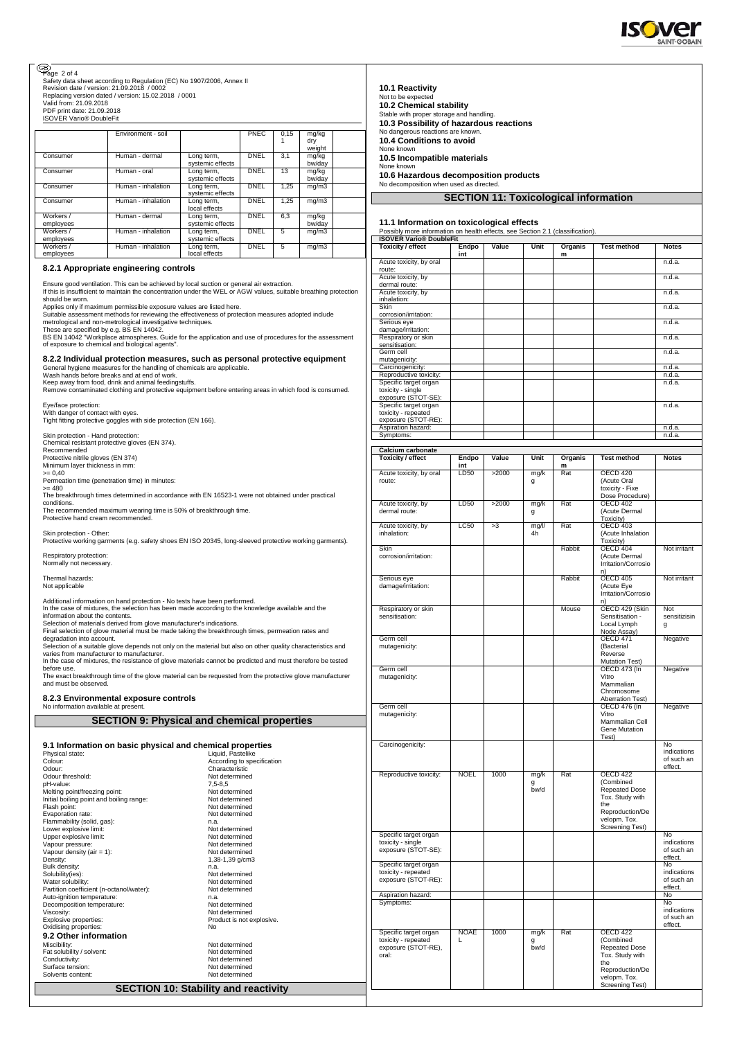| | Environment - soil | | PNEC | 0,15 1 | mg/kg dry weight | |
|---|---|---|---|---|---|---|
| Consumer | Human - dermal | Long term, systemic effects | DNEL | 3,1 | mg/kg bw/day | |
| Consumer | Human - oral | Long term, systemic effects | DNEL | 13 | mg/kg bw/day | |
| Consumer | Human - inhalation | Long term, systemic effects | DNEL | 1,25 | mg/m3 | |
| Consumer | Human - inhalation | Long term, local effects | DNEL | 1,25 | mg/m3 | |
| Workers / employees | Human - dermal | Long term, systemic effects | DNEL | 6,3 | mg/kg bw/day | |
| Workers / employees | Human - inhalation | Long term, systemic effects | DNEL | 5 | mg/m3 | |
| Workers / employees | Human - inhalation | Long term, local effects | DNEL | 5 | mg/m3 | |

### 8.2.1 Appropriate engineering controls

Ensure good ventilation. This can be achieved by local suction or general air extraction.
If this is insufficient to maintain the concentration under the WEL or AGW values, suitable breathing protection should be worn.
Applies only if maximum permissible exposure values are listed here.
Suitable assessment methods for reviewing the effectiveness of protection measures adopted include metrological and non-metrological investigative techniques.
These are specified by e.g. BS EN 14042.
BS EN 14042 "Workplace atmospheres. Guide for the application and use of procedures for the assessment of exposure to chemical and biological agents".

### 8.2.2 Individual protection measures, such as personal protective equipment

General hygiene measures for the handling of chemicals are applicable.
Wash hands before breaks and at end of work.
Keep away from food, drink and animal feedingstuffs.
Remove contaminated clothing and protective equipment before entering areas in which food is consumed.

Eye/face protection:
With danger of contact with eyes.
Tight fitting protective goggles with side protection (EN 166).

Skin protection - Hand protection:
Chemical resistant protective gloves (EN 374).
Recommended
Protective nitrile gloves (EN 374)
Minimum layer thickness in mm:
>= 0,40
Permeation time (penetration time) in minutes:
>= 480
The breakthrough times determined in accordance with EN 16523-1 were not obtained under practical conditions.
The recommended maximum wearing time is 50% of breakthrough time.
Protective hand cream recommended.

Skin protection - Other:
Protective working garments (e.g. safety shoes EN ISO 20345, long-sleeved protective working garments).

Respiratory protection:
Normally not necessary.

Thermal hazards:
Not applicable

Additional information on hand protection - No tests have been performed.
In the case of mixtures, the selection has been made according to the knowledge available and the information about the contents.
Selection of materials derived from glove manufacturer's indications.
Final selection of glove material must be made taking the breakthrough times, permeation rates and degradation into account.
Selection of a suitable glove depends not only on the material but also on other quality characteristics and varies from manufacturer to manufacturer.
In the case of mixtures, the resistance of glove materials cannot be predicted and must therefore be tested before use.
The exact breakthrough time of the glove material can be requested from the protective glove manufacturer and must be observed.

### 8.2.3 Environmental exposure controls

No information available at present.

## SECTION 9: Physical and chemical properties

### 9.1 Information on basic physical and chemical properties

| | |
|---|---|
| Physical state: | Liquid, Pastelike |
| Colour: | According to specification |
| Odour: | Characteristic |
| Odour threshold: | Not determined |
| pH-value: | 7,5-8,5 |
| Melting point/freezing point: | Not determined |
| Initial boiling point and boiling range: | Not determined |
| Flash point: | Not determined |
| Evaporation rate: | Not determined |
| Flammability (solid, gas): | n.a. |
| Lower explosive limit: | Not determined |
| Upper explosive limit: | Not determined |
| Vapour pressure: | Not determined |
| Vapour density (air = 1): | Not determined |
| Density: | 1,38-1,39 g/cm3 |
| Bulk density: | n.a. |
| Solubility(ies): | Not determined |
| Water solubility: | Not determined |
| Partition coefficient (n-octanol/water): | Not determined |
| Auto-ignition temperature: | n.a. |
| Decomposition temperature: | Not determined |
| Viscosity: | Not determined |
| Explosive properties: | Product is not explosive. |
| Oxidising properties: | No |

### 9.2 Other information

| | |
|---|---|
| Miscibility: | Not determined |
| Fat solubility / solvent: | Not determined |
| Conductivity: | Not determined |
| Surface tension: | Not determined |
| Solvents content: | Not determined |

## SECTION 10: Stability and reactivity

### 10.1 Reactivity

Not to be expected

### 10.2 Chemical stability

Stable with proper storage and handling.

### 10.3 Possibility of hazardous reactions

No dangerous reactions are known.

### 10.4 Conditions to avoid

None known

### 10.5 Incompatible materials

None known

### 10.6 Hazardous decomposition products

No decomposition when used as directed.

## SECTION 11: Toxicological information

### 11.1 Information on toxicological effects

Possibly more information on health effects, see Section 2.1 (classification).

**ISOVER Vario® DoubleFit**

| Toxicity / effect | Endpoint | Value | Unit | Organism | Test method | Notes |
|---|---|---|---|---|---|---|
| Acute toxicity, by oral route: | | | | | | n.d.a. |
| Acute toxicity, by dermal route: | | | | | | n.d.a. |
| Acute toxicity, by inhalation: | | | | | | n.d.a. |
| Skin corrosion/irritation: | | | | | | n.d.a. |
| Serious eye damage/irritation: | | | | | | n.d.a. |
| Respiratory or skin sensitisation: | | | | | | n.d.a. |
| Germ cell mutagenicity: | | | | | | n.d.a. |
| Carcinogenicity: | | | | | | n.d.a. |
| Reproductive toxicity: | | | | | | n.d.a. |
| Specific target organ toxicity - single exposure (STOT-SE): | | | | | | n.d.a. |
| Specific target organ toxicity - repeated exposure (STOT-RE): | | | | | | n.d.a. |
| Aspiration hazard: | | | | | | n.d.a. |
| Symptoms: | | | | | | n.d.a. |

**Calcium carbonate**

| Toxicity / effect | Endpoint | Value | Unit | Organism | Test method | Notes |
|---|---|---|---|---|---|---|
| Acute toxicity, by oral route: | LD50 | >2000 | mg/kg | Rat | OECD 420 (Acute Oral toxicity - Fixe Dose Procedure) | |
| Acute toxicity, by dermal route: | LD50 | >2000 | mg/kg | Rat | OECD 402 (Acute Dermal Toxicity) | |
| Acute toxicity, by inhalation: | LC50 | >3 | mg/l/4h | Rat | OECD 403 (Acute Inhalation Toxicity) | |
| Skin corrosion/irritation: | | | | Rabbit | OECD 404 (Acute Dermal Irritation/Corrosion) | Not irritant |
| Serious eye damage/irritation: | | | | Rabbit | OECD 405 (Acute Eye Irritation/Corrosion) | Not irritant |
| Respiratory or skin sensitisation: | | | | Mouse | OECD 429 (Skin Sensitisation - Local Lymph Node Assay) | Not sensitizising |
| Germ cell mutagenicity: | | | | | OECD 471 (Bacterial Reverse Mutation Test) | Negative |
| Germ cell mutagenicity: | | | | | OECD 473 (In Vitro Mammalian Chromosome Aberration Test) | Negative |
| Germ cell mutagenicity: | | | | | OECD 476 (In Vitro Mammalian Cell Gene Mutation Test) | Negative |
| Carcinogenicity: | | | | | | No indications of such an effect. |
| Reproductive toxicity: | NOEL | 1000 | mg/kg bw/d | Rat | OECD 422 (Combined Repeated Dose Tox. Study with the Reproduction/Developm. Tox. Screening Test) | |
| Specific target organ toxicity - single exposure (STOT-SE): | | | | | | No indications of such an effect. |
| Specific target organ toxicity - repeated exposure (STOT-RE): | | | | | | No indications of such an effect. |
| Aspiration hazard: | | | | | | No |
| Symptoms: | | | | | | No indications of such an effect. |
| Specific target organ toxicity - repeated exposure (STOT-RE), oral: | NOAEL | 1000 | mg/kg bw/d | Rat | OECD 422 (Combined Repeated Dose Tox. Study with the Reproduction/Developm. Tox. Screening Test) | |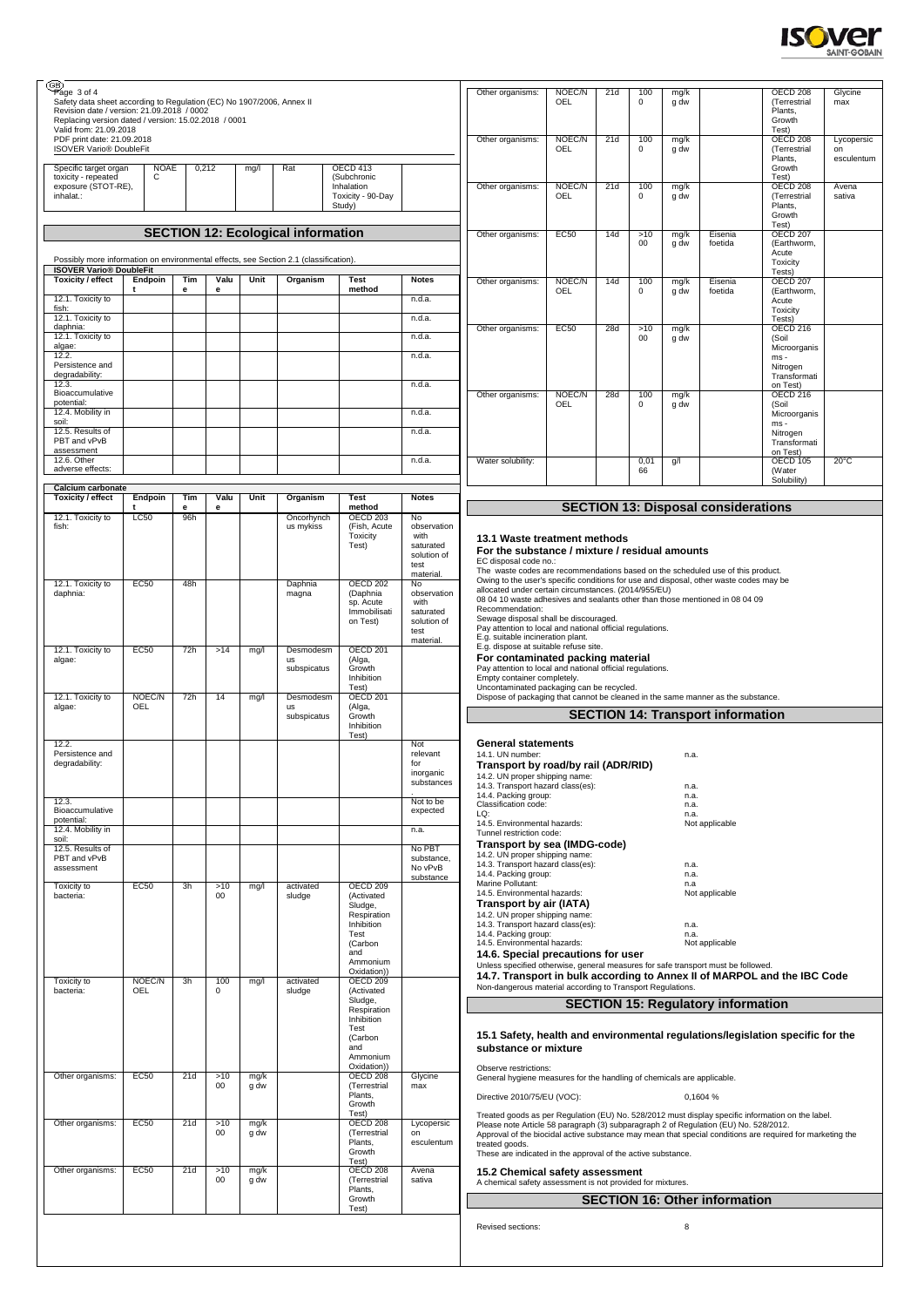| Specific target organ toxicity - repeated exposure (STOT-RE), inhalat.: | NOAEC | 0,212 | mg/l | Rat | OECD 413 (Subchronic Inhalation Toxicity - 90-Day Study) | |
|---|---|---|---|---|---|---|

## SECTION 12: Ecological information

Possibly more information on environmental effects, see Section 2.1 (classification).

**ISOVER Vario® DoubleFit**

| Toxicity / effect | Endpoint | Time | Value | Unit | Organism | Test method | Notes |
|---|---|---|---|---|---|---|---|
| 12.1. Toxicity to fish: | | | | | | | n.d.a. |
| 12.1. Toxicity to daphnia: | | | | | | | n.d.a. |
| 12.1. Toxicity to algae: | | | | | | | n.d.a. |
| 12.2. Persistence and degradability: | | | | | | | n.d.a. |
| 12.3. Bioaccumulative potential: | | | | | | | n.d.a. |
| 12.4. Mobility in soil: | | | | | | | n.d.a. |
| 12.5. Results of PBT and vPvB assessment | | | | | | | n.d.a. |
| 12.6. Other adverse effects: | | | | | | | n.d.a. |

**Calcium carbonate**

| Toxicity / effect | Endpoint | Time | Value | Unit | Organism | Test method | Notes |
|---|---|---|---|---|---|---|---|
| 12.1. Toxicity to fish: | LC50 | 96h | | | Oncorhynchus mykiss | OECD 203 (Fish, Acute Toxicity Test) | No observation with saturated solution of test material. |
| 12.1. Toxicity to daphnia: | EC50 | 48h | | | Daphnia magna | OECD 202 (Daphnia sp. Acute Immobilisation Test) | No observation with saturated solution of test material. |
| 12.1. Toxicity to algae: | EC50 | 72h | >14 | mg/l | Desmodesmus subspicatus | OECD 201 (Alga, Growth Inhibition Test) | |
| 12.1. Toxicity to algae: | NOEC/NOEL | 72h | 14 | mg/l | Desmodesmus subspicatus | OECD 201 (Alga, Growth Inhibition Test) | |
| 12.2. Persistence and degradability: | | | | | | | Not relevant for inorganic substances |
| 12.3. Bioaccumulative potential: | | | | | | | Not to be expected |
| 12.4. Mobility in soil: | | | | | | | n.a. |
| 12.5. Results of PBT and vPvB assessment | | | | | | | No PBT substance, No vPvB substance |
| Toxicity to bacteria: | EC50 | 3h | >1000 | mg/l | activated sludge | OECD 209 (Activated Sludge, Respiration Inhibition Test (Carbon and Ammonium Oxidation)) | |
| Toxicity to bacteria: | NOEC/NOEL | 3h | 1000 | mg/l | activated sludge | OECD 209 (Activated Sludge, Respiration Inhibition Test (Carbon and Ammonium Oxidation)) | |
| Other organisms: | EC50 | 21d | >1000 | mg/kg dw | | OECD 208 (Terrestrial Plants, Growth Test) | Glycine max |
| Other organisms: | EC50 | 21d | >1000 | mg/kg dw | | OECD 208 (Terrestrial Plants, Growth Test) | Lycopersicon esculentum |
| Other organisms: | EC50 | 21d | >1000 | mg/kg dw | | OECD 208 (Terrestrial Plants, Growth Test) | Avena sativa |
| Other organisms: | NOEC/NOEL | 21d | 1000 | mg/kg dw | | OECD 208 (Terrestrial Plants, Growth Test) | Glycine max |
| Other organisms: | NOEC/NOEL | 21d | 1000 | mg/kg dw | | OECD 208 (Terrestrial Plants, Growth Test) | Lycopersicon esculentum |
| Other organisms: | NOEC/NOEL | 21d | 1000 | mg/kg dw | | OECD 208 (Terrestrial Plants, Growth Test) | Avena sativa |
| Other organisms: | EC50 | 14d | >1000 | mg/kg dw | Eisenia foetida | OECD 207 (Earthworm, Acute Toxicity Tests) | |
| Other organisms: | NOEC/NOEL | 14d | 1000 | mg/kg dw | Eisenia foetida | OECD 207 (Earthworm, Acute Toxicity Tests) | |
| Other organisms: | EC50 | 28d | >1000 | mg/kg dw | | OECD 216 (Soil Microorganisms - Nitrogen Transformation Test) | |
| Other organisms: | NOEC/NOEL | 28d | 1000 | mg/kg dw | | OECD 216 (Soil Microorganisms - Nitrogen Transformation Test) | |
| Water solubility: | | | 0,0166 | g/l | | OECD 105 (Water Solubility) | 20°C |

## SECTION 13: Disposal considerations

### 13.1 Waste treatment methods

**For the substance / mixture / residual amounts**

EC disposal code no.:
The waste codes are recommendations based on the scheduled use of this product.
Owing to the user's specific conditions for use and disposal, other waste codes may be allocated under certain circumstances. (2014/955/EU)
08 04 10 waste adhesives and sealants other than those mentioned in 08 04 09
Recommendation:
Sewage disposal shall be discouraged.
Pay attention to local and national official regulations.
E.g. suitable incineration plant.
E.g. dispose at suitable refuse site.

**For contaminated packing material**

Pay attention to local and national official regulations.
Empty container completely.
Uncontaminated packaging can be recycled.
Dispose of packaging that cannot be cleaned in the same manner as the substance.

## SECTION 14: Transport information

**General statements**

14.1. UN number: n.a.

**Transport by road/by rail (ADR/RID)**

14.2. UN proper shipping name:
14.3. Transport hazard class(es): n.a.
14.4. Packing group: n.a.
Classification code: n.a.
LQ: n.a.
14.5. Environmental hazards: Not applicable
Tunnel restriction code:

**Transport by sea (IMDG-code)**

14.2. UN proper shipping name:
14.3. Transport hazard class(es): n.a.
14.4. Packing group: n.a.
Marine Pollutant: n.a
14.5. Environmental hazards: Not applicable

**Transport by air (IATA)**

14.2. UN proper shipping name:
14.3. Transport hazard class(es): n.a.
14.4. Packing group: n.a.
14.5. Environmental hazards: Not applicable

**14.6. Special precautions for user**

Unless specified otherwise, general measures for safe transport must be followed.

**14.7. Transport in bulk according to Annex II of MARPOL and the IBC Code**

Non-dangerous material according to Transport Regulations.

## SECTION 15: Regulatory information

### 15.1 Safety, health and environmental regulations/legislation specific for the substance or mixture

Observe restrictions:
General hygiene measures for the handling of chemicals are applicable.

Directive 2010/75/EU (VOC): 0,1604 %

Treated goods as per Regulation (EU) No. 528/2012 must display specific information on the label.
Please note Article 58 paragraph (3) subparagraph 2 of Regulation (EU) No. 528/2012.
Approval of the biocidal active substance may mean that special conditions are required for marketing the treated goods.
These are indicated in the approval of the active substance.

### 15.2 Chemical safety assessment

A chemical safety assessment is not provided for mixtures.

## SECTION 16: Other information

Revised sections: 8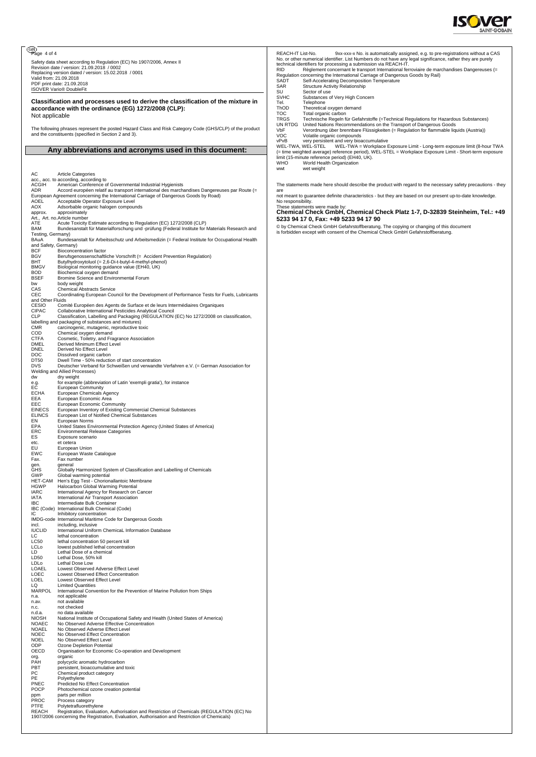Safety data sheet according to Regulation (EC) No 1907/2006, Annex II
Revision date / version: 21.09.2018 / 0002
Replacing version dated / version: 15.02.2018 / 0001
Valid from: 21.09.2018
PDF print date: 21.09.2018
ISOVER Vario® DoubleFit

## Classification and processes used to derive the classification of the mixture in accordance with the ordinance (EG) 1272/2008 (CLP):

Not applicable

The following phrases represent the posted Hazard Class and Risk Category Code (GHS/CLP) of the product and the constituents (specified in Section 2 and 3).

## Any abbreviations and acronyms used in this document:

AC Article Categories
acc., acc. to according, according to
ACGIH American Conference of Governmental Industrial Hygienists
ADR Accord européen relatif au transport international des marchandises Dangereuses par Route (= European Agreement concerning the International Carriage of Dangerous Goods by Road)
AOEL Acceptable Operator Exposure Level
AOX Adsorbable organic halogen compounds
approx. approximately
Art., Art. no. Article number
ATE Acute Toxicity Estimate according to Regulation (EC) 1272/2008 (CLP)
BAM Bundesanstalt für Materialforschung und -prüfung (Federal Institute for Materials Research and Testing, Germany)
BAuA Bundesanstalt für Arbeitsschutz und Arbeitsmedizin (= Federal Institute for Occupational Health and Safety, Germany)
BCF Bioconcentration factor
BGV Berufsgenossenschaftliche Vorschrift (= Accident Prevention Regulation)
BHT Butylhydroxytoluol (= 2,6-Di-t-butyl-4-methyl-phenol)
BMGV Biological monitoring guidance value (EH40, UK)
BOD Biochemical oxygen demand
BSEF Bromine Science and Environmental Forum
bw body weight
CAS Chemical Abstracts Service
CEC Coordinating European Council for the Development of Performance Tests for Fuels, Lubricants and Other Fluids
CESIO Comité Européen des Agents de Surface et de leurs Intermédiaires Organiques
CIPAC Collaborative International Pesticides Analytical Council
CLP Classification, Labelling and Packaging (REGULATION (EC) No 1272/2008 on classification, labelling and packaging of substances and mixtures)
CMR carcinogenic, mutagenic, reproductive toxic
COD Chemical oxygen demand
CTFA Cosmetic, Toiletry, and Fragrance Association
DMEL Derived Minimum Effect Level
DNEL Derived No Effect Level
DOC Dissolved organic carbon
DT50 Dwell Time - 50% reduction of start concentration
DVS Deutscher Verband für Schweißen und verwandte Verfahren e.V. (= German Association for Welding and Allied Processes)
dw dry weight
e.g. for example (abbreviation of Latin 'exempli gratia'), for instance
EC European Community
ECHA European Chemicals Agency
EEA European Economic Area
EEC European Economic Community
EINECS European Inventory of Existing Commercial Chemical Substances
ELINCS European List of Notified Chemical Substances
EN European Norms
EPA United States Environmental Protection Agency (United States of America)
ERC Environmental Release Categories
ES Exposure scenario
etc. et cetera
EU European Union
EWC European Waste Catalogue
Fax. Fax number
gen. general
GHS Globally Harmonized System of Classification and Labelling of Chemicals
GWP Global warming potential
HET-CAM Hen's Egg Test - Chorionallantoic Membrane
HGWP Halocarbon Global Warming Potential
IARC International Agency for Research on Cancer
IATA International Air Transport Association
IBC Intermediate Bulk Container
IBC (Code) International Bulk Chemical (Code)
IC Inhibitory concentration
IMDG-code International Maritime Code for Dangerous Goods
incl. including, inclusive
IUCLID International Uniform ChemicaL Information Database
LC lethal concentration
LC50 lethal concentration 50 percent kill
LCLo lowest published lethal concentration
LD Lethal Dose of a chemical
LD50 Lethal Dose, 50% kill
LDLo Lethal Dose Low
LOAEL Lowest Observed Adverse Effect Level
LOEC Lowest Observed Effect Concentration
LOEL Lowest Observed Effect Level
LQ Limited Quantities
MARPOL International Convention for the Prevention of Marine Pollution from Ships
n.a. not applicable
n.av. not available
n.c. not checked
n.d.a. no data available
NIOSH National Institute of Occupational Safety and Health (United States of America)
NOAEC No Observed Adverse Effective Concentration
NOAEL No Observed Adverse Effect Level
NOEC No Observed Effect Concentration
NOEL No Observed Effect Level
ODP Ozone Depletion Potential
OECD Organisation for Economic Co-operation and Development
org. organic
PAH polycyclic aromatic hydrocarbon
PBT persistent, bioaccumulative and toxic
PC Chemical product category
PE Polyethylene
PNEC Predicted No Effect Concentration
POCP Photochemical ozone creation potential
ppm parts per million
PROC Process category
PTFE Polytetrafluorethylene
REACH Registration, Evaluation, Authorisation and Restriction of Chemicals (REGULATION (EC) No 1907/2006 concerning the Registration, Evaluation, Authorisation and Restriction of Chemicals)
REACH-IT List-No. 9xx-xxx-x No. is automatically assigned, e.g. to pre-registrations without a CAS No. or other numerical identifier. List Numbers do not have any legal significance, rather they are purely technical identifiers for processing a submission via REACH-IT.
RID Règlement concernant le transport International ferroviaire de marchandises Dangereuses (= Regulation concerning the International Carriage of Dangerous Goods by Rail)
SADT Self-Accelerating Decomposition Temperature
SAR Structure Activity Relationship
SU Sector of use
SVHC Substances of Very High Concern
Tel. Telephone
ThOD Theoretical oxygen demand
TOC Total organic carbon
TRGS Technische Regeln für Gefahrstoffe (=Technical Regulations for Hazardous Substances)
UN RTDG United Nations Recommendations on the Transport of Dangerous Goods
VbF Verordnung über brennbare Flüssigkeiten (= Regulation for flammable liquids (Austria))
VOC Volatile organic compounds
vPvB very persistent and very bioaccumulative
WEL-TWA, WEL-STEL WEL-TWA = Workplace Exposure Limit - Long-term exposure limit (8-hour TWA (= time weighted average) reference period), WEL-STEL = Workplace Exposure Limit - Short-term exposure limit (15-minute reference period) (EH40, UK).
WHO World Health Organization
wwt wet weight

The statements made here should describe the product with regard to the necessary safety precautions - they are
not meant to guarantee definite characteristics - but they are based on our present up-to-date knowledge.
No responsibility.
These statements were made by:
**Chemical Check GmbH, Chemical Check Platz 1-7, D-32839 Steinheim, Tel.: +49 5233 94 17 0, Fax: +49 5233 94 17 90**

© by Chemical Check GmbH Gefahrstoffberatung. The copying or changing of this document is forbidden except with consent of the Chemical Check GmbH Gefahrstoffberatung.